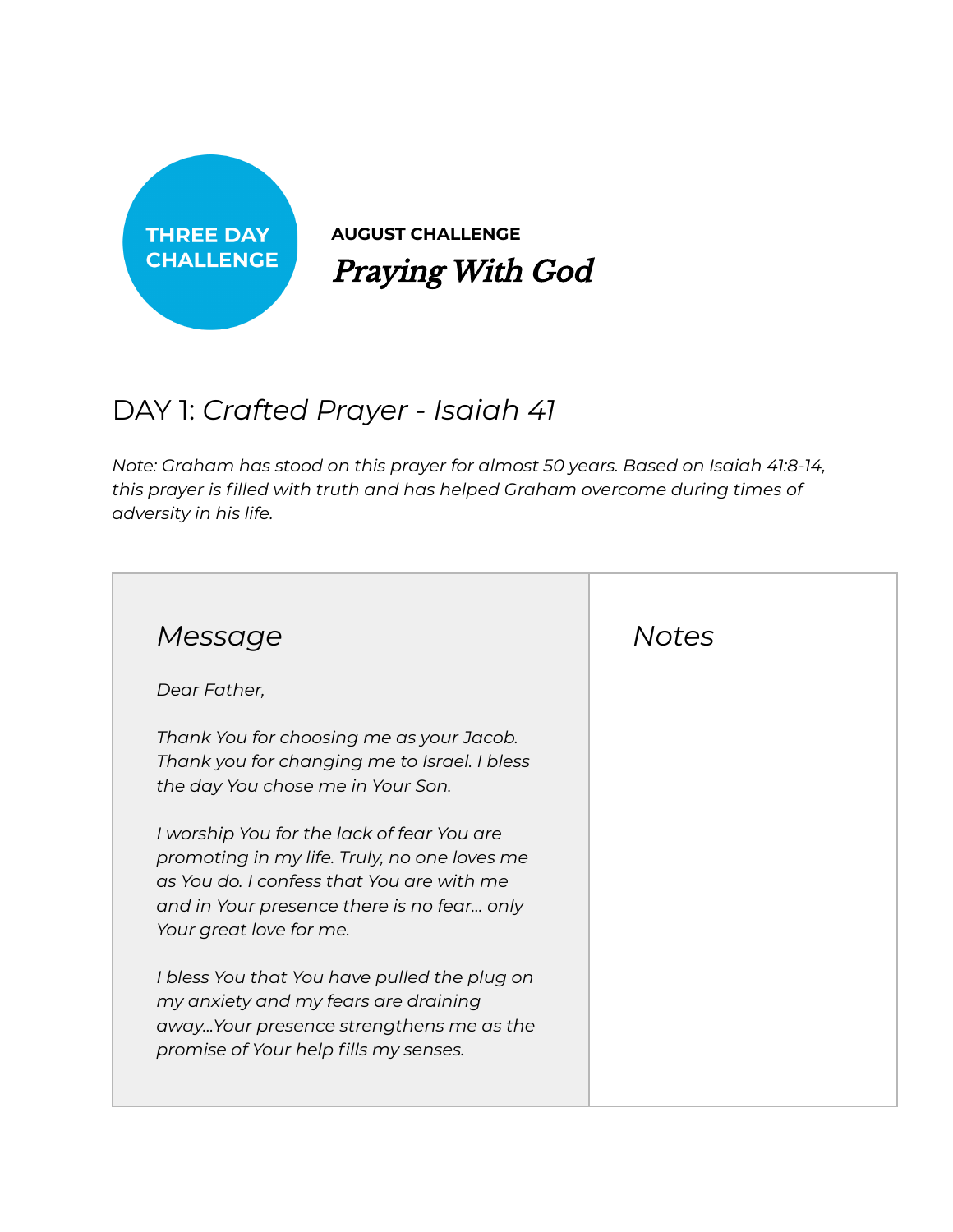**THREE DAY CHALLENGE**

**AUGUST CHALLENGE**

# *Praying With God*

## DAY 1: *Crafted Prayer - Isaiah 41*

*Note: Graham has stood on this prayer for almost 50 years. Based on Isaiah 41:8-14, this prayer is filled with truth and has helped Graham overcome during times of adversity in his life.*

| *Message* | *Notes* |
| --- | --- |
| *Dear Father,*<br><br>*Thank You for choosing me as your Jacob. Thank you for changing me to Israel. I bless the day You chose me in Your Son.*<br><br>*I worship You for the lack of fear You are promoting in my life. Truly, no one loves me as You do. I confess that You are with me and in Your presence there is no fear... only Your great love for me.*<br><br>*I bless You that You have pulled the plug on my anxiety and my fears are draining away...Your presence strengthens me as the promise of Your help fills my senses.* | |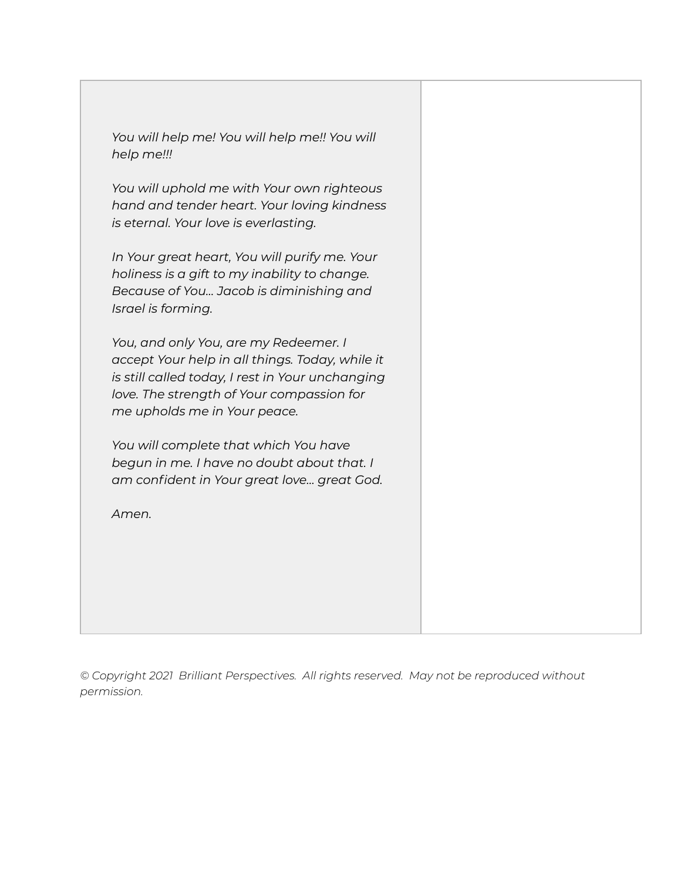*You will help me! You will help me!! You will help me!!!*

*You will uphold me with Your own righteous hand and tender heart. Your loving kindness is eternal. Your love is everlasting.*

*In Your great heart, You will purify me. Your holiness is a gift to my inability to change. Because of You… Jacob is diminishing and Israel is forming.*

*You, and only You, are my Redeemer. I accept Your help in all things. Today, while it is still called today, I rest in Your unchanging love. The strength of Your compassion for me upholds me in Your peace.*

*You will complete that which You have begun in me. I have no doubt about that. I am confident in Your great love… great God.*

*Amen.*

*© Copyright 2021 Brilliant Perspectives. All rights reserved. May not be reproduced without permission.*